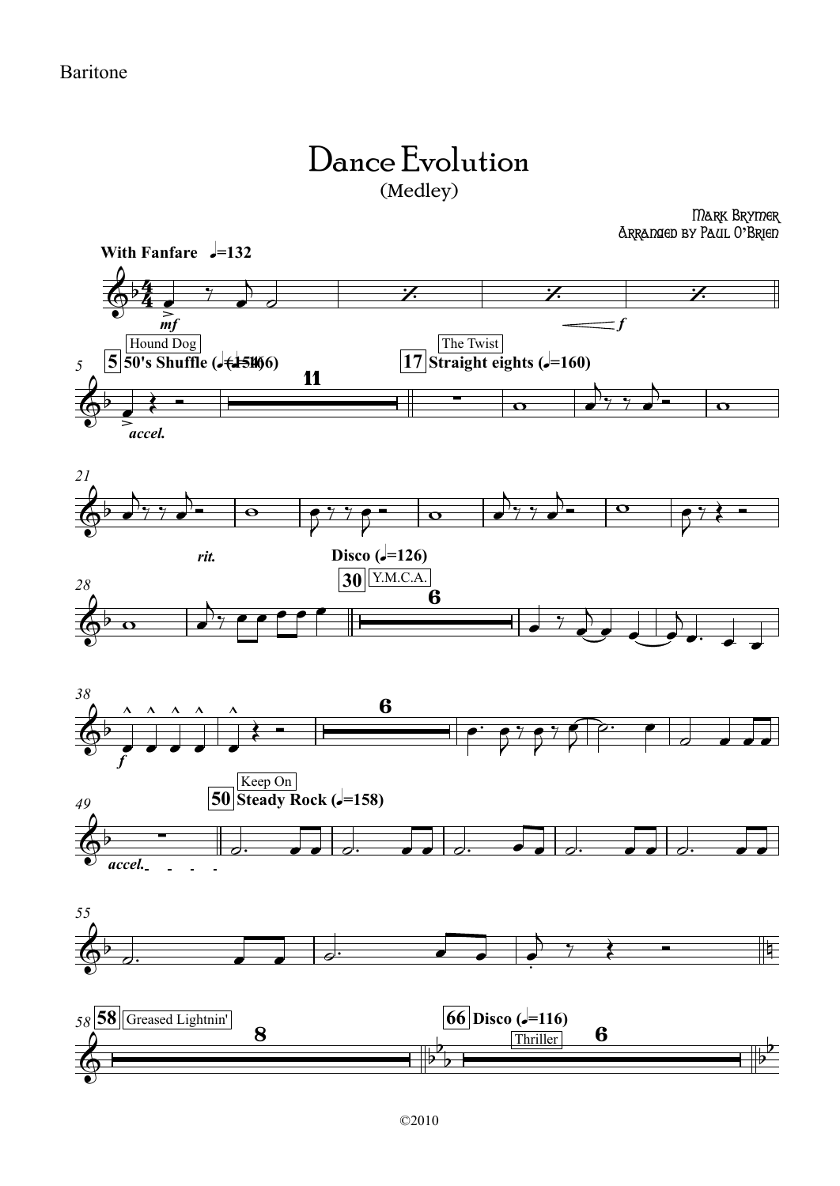Baritone

# Dance Evolution

(Medley)

Mark Brymer
Arranged by Paul O'Brien

**With Fanfare** ♩=132

*mf* — *f*

5 **[5]** Hound Dog — **50's Shuffle** (♩=154) — 11 — *accel.*

**[17]** The Twist — **Straight eights** (♩=160)

21 — *rit.*

28 — **Disco** (♩=126) **[30]** Y.M.C.A. — 6

38 *f* — 6

49 *accel.* — **[50]** Keep On — **Steady Rock** (♩=158)

55

58 **[58]** Greased Lightnin' — 8 — **[66] Disco** (♩=116) — Thriller — 6

©2010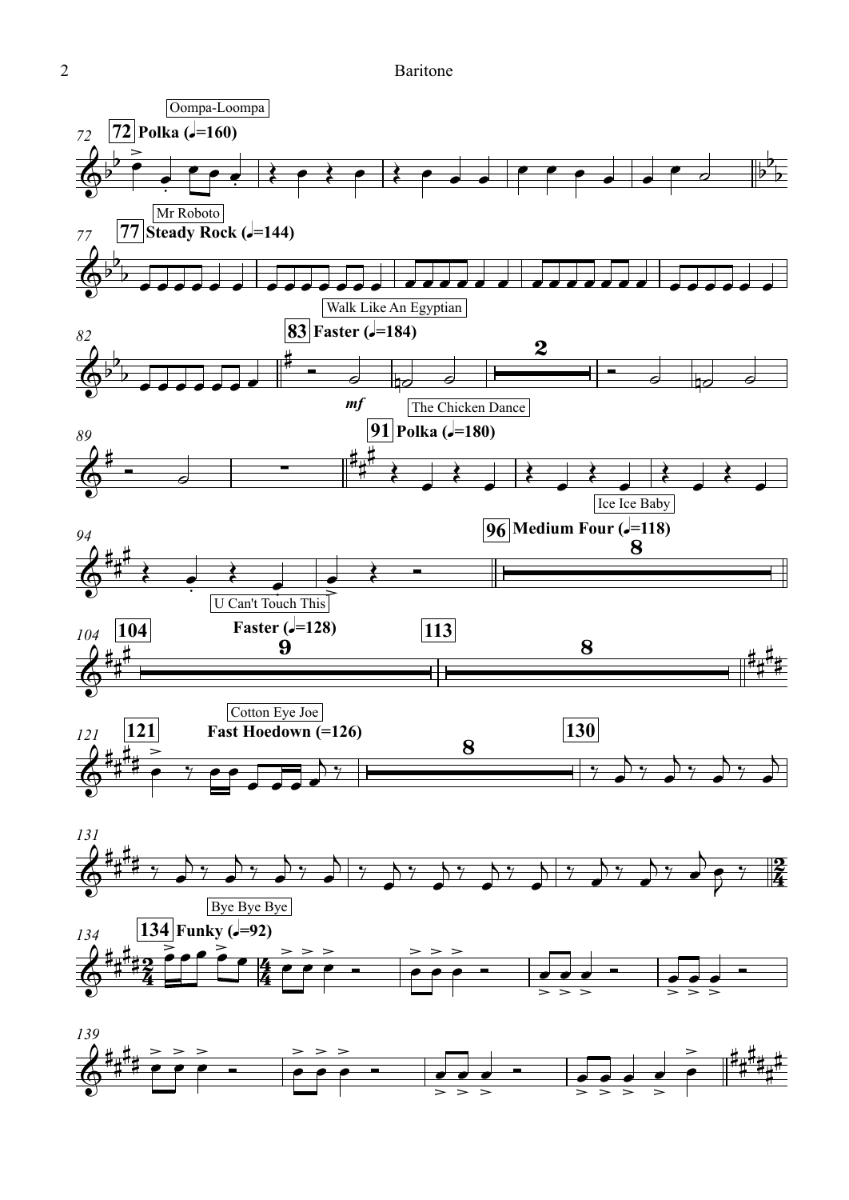Oompa-Loompa

**72** **Polka (♩=160)**

Mr Roboto

**77** **Steady Rock (♩=144)**

Walk Like An Egyptian

**83** **Faster (♩=184)**

*mf*

The Chicken Dance

**91** **Polka (♩=180)**

Ice Ice Baby

**96** **Medium Four (♩=118)**

U Can't Touch This

**104** **Faster (♩=128)**

**113**

Cotton Eye Joe

**121** **Fast Hoedown (=126)**

**130**

Bye Bye Bye

**134** **Funky (♩=92)**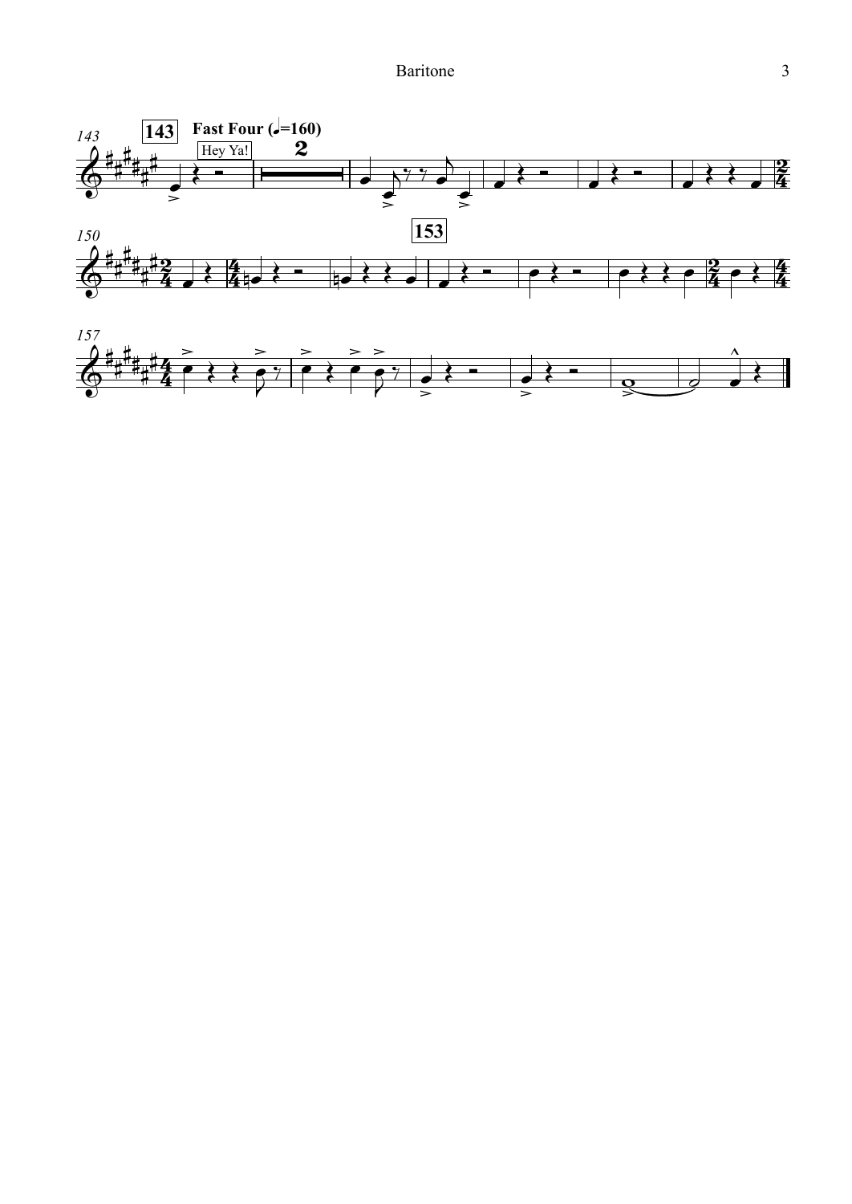**143** **Fast Four (♩=160)**

Hey Ya!